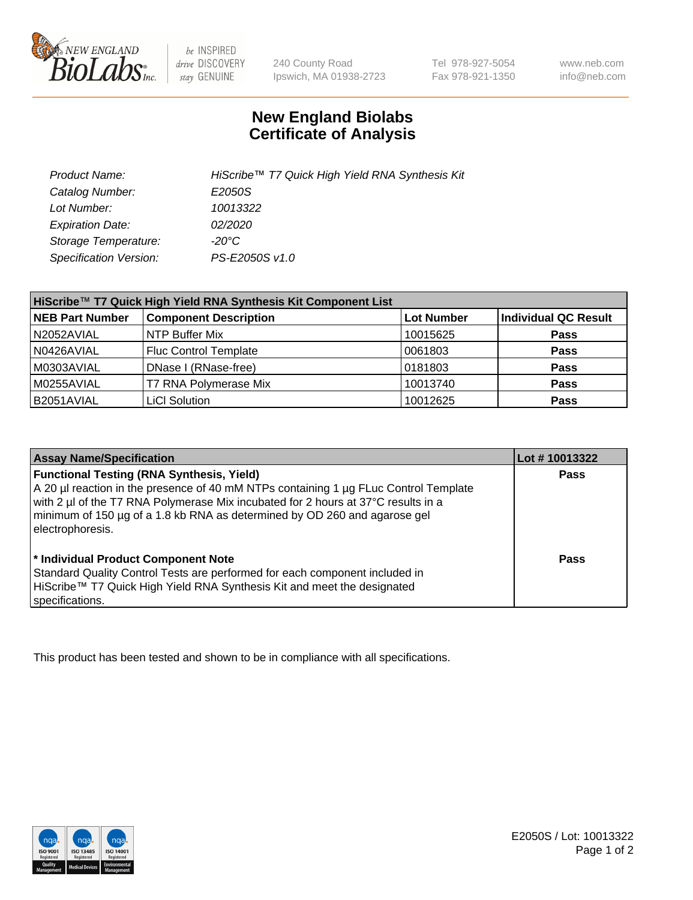240 County Road
Ipswich, MA 01938-2723

Tel 978-927-5054
Fax 978-921-1350

www.neb.com
info@neb.com

# New England Biolabs
# Certificate of Analysis

| | |
|---|---|
| *Product Name:* | *HiScribe™ T7 Quick High Yield RNA Synthesis Kit* |
| *Catalog Number:* | *E2050S* |
| *Lot Number:* | *10013322* |
| *Expiration Date:* | *02/2020* |
| *Storage Temperature:* | *-20°C* |
| *Specification Version:* | *PS-E2050S v1.0* |

| HiScribe™ T7 Quick High Yield RNA Synthesis Kit Component List | | | |
|---|---|---|---|
| **NEB Part Number** | **Component Description** | **Lot Number** | **Individual QC Result** |
| N2052AVIAL | NTP Buffer Mix | 10015625 | **Pass** |
| N0426AVIAL | Fluc Control Template | 0061803 | **Pass** |
| M0303AVIAL | DNase I (RNase-free) | 0181803 | **Pass** |
| M0255AVIAL | T7 RNA Polymerase Mix | 10013740 | **Pass** |
| B2051AVIAL | LiCl Solution | 10012625 | **Pass** |

| Assay Name/Specification | Lot # 10013322 |
|---|---|
| **Functional Testing (RNA Synthesis, Yield)**<br>A 20 µl reaction in the presence of 40 mM NTPs containing 1 µg FLuc Control Template with 2 µl of the T7 RNA Polymerase Mix incubated for 2 hours at 37°C results in a minimum of 150 µg of a 1.8 kb RNA as determined by OD 260 and agarose gel electrophoresis. | **Pass** |
| **\* Individual Product Component Note**<br>Standard Quality Control Tests are performed for each component included in HiScribe™ T7 Quick High Yield RNA Synthesis Kit and meet the designated specifications. | **Pass** |

This product has been tested and shown to be in compliance with all specifications.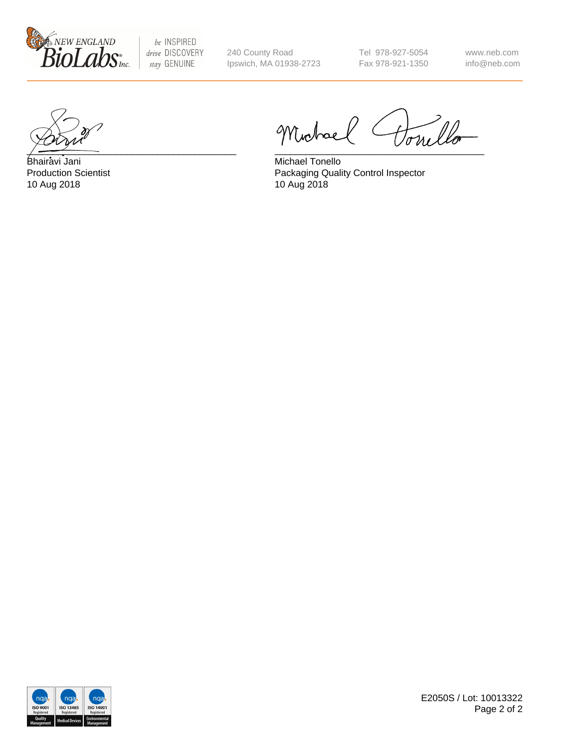Bhairavi Jani
Production Scientist
10 Aug 2018

Michael Tonello
Packaging Quality Control Inspector
10 Aug 2018

E2050S / Lot: 10013322